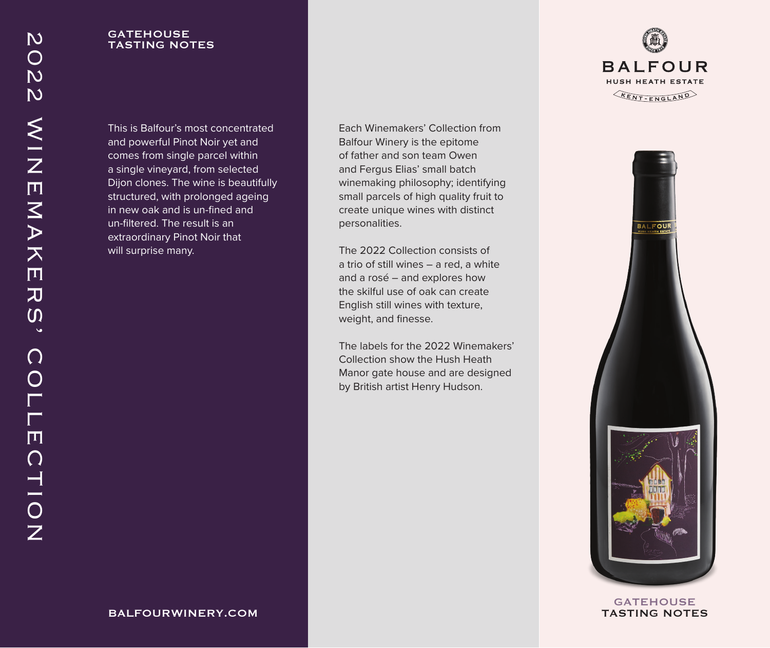# 2022 WINEMAKERS' COLLECTION

## GATEHOUSE TASTING NOTES

This is Balfour's most concentrated and powerful Pinot Noir yet and comes from single parcel within a single vineyard, from selected Dijon clones. The wine is beautifully structured, with prolonged ageing in new oak and is un-fined and un-filtered. The result is an extraordinary Pinot Noir that will surprise many.

BALFOURWINERY.COM

Each Winemakers' Collection from Balfour Winery is the epitome of father and son team Owen and Fergus Elias' small batch winemaking philosophy; identifying small parcels of high quality fruit to create unique wines with distinct personalities.

The 2022 Collection consists of a trio of still wines – a red, a white and a rosé – and explores how the skilful use of oak can create English still wines with texture, weight, and finesse.

The labels for the 2022 Winemakers' Collection show the Hush Heath Manor gate house and are designed by British artist Henry Hudson.

BALFOUR
HUSH HEATH ESTATE
KENT - ENGLAND

GATEHOUSE
TASTING NOTES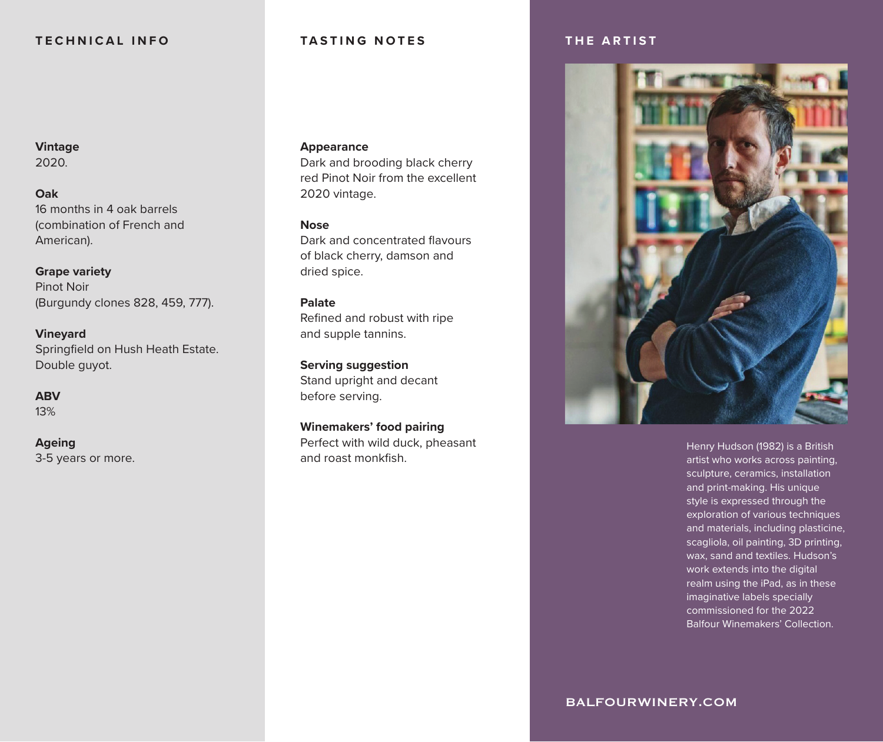## TECHNICAL INFO

**Vintage**
2020.

**Oak**
16 months in 4 oak barrels (combination of French and American).

**Grape variety**
Pinot Noir
(Burgundy clones 828, 459, 777).

**Vineyard**
Springfield on Hush Heath Estate.
Double guyot.

**ABV**
13%

**Ageing**
3-5 years or more.

## TASTING NOTES

**Appearance**
Dark and brooding black cherry red Pinot Noir from the excellent 2020 vintage.

**Nose**
Dark and concentrated flavours of black cherry, damson and dried spice.

**Palate**
Refined and robust with ripe and supple tannins.

**Serving suggestion**
Stand upright and decant before serving.

**Winemakers' food pairing**
Perfect with wild duck, pheasant and roast monkfish.

## THE ARTIST

Henry Hudson (1982) is a British artist who works across painting, sculpture, ceramics, installation and print-making. His unique style is expressed through the exploration of various techniques and materials, including plasticine, scagliola, oil painting, 3D printing, wax, sand and textiles. Hudson's work extends into the digital realm using the iPad, as in these imaginative labels specially commissioned for the 2022 Balfour Winemakers' Collection.

BALFOURWINERY.COM